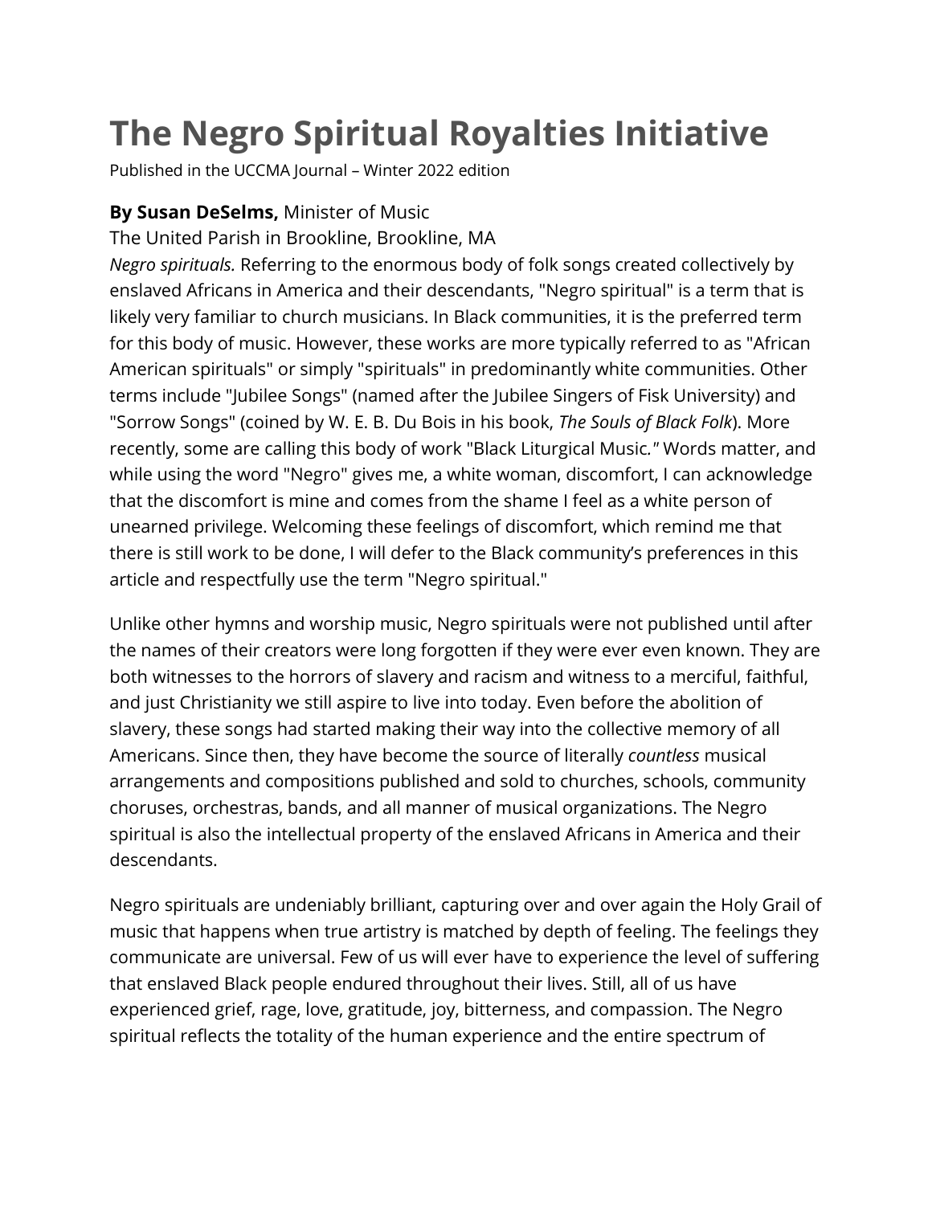# The Negro Spiritual Royalties Initiative

Published in the UCCMA Journal – Winter 2022 edition

**By Susan DeSelms,** Minister of Music

The United Parish in Brookline, Brookline, MA

*Negro spirituals.* Referring to the enormous body of folk songs created collectively by enslaved Africans in America and their descendants, "Negro spiritual" is a term that is likely very familiar to church musicians. In Black communities, it is the preferred term for this body of music. However, these works are more typically referred to as "African American spirituals" or simply "spirituals" in predominantly white communities. Other terms include "Jubilee Songs" (named after the Jubilee Singers of Fisk University) and "Sorrow Songs" (coined by W. E. B. Du Bois in his book, *The Souls of Black Folk*). More recently, some are calling this body of work "Black Liturgical Music." Words matter, and while using the word "Negro" gives me, a white woman, discomfort, I can acknowledge that the discomfort is mine and comes from the shame I feel as a white person of unearned privilege. Welcoming these feelings of discomfort, which remind me that there is still work to be done, I will defer to the Black community's preferences in this article and respectfully use the term "Negro spiritual."

Unlike other hymns and worship music, Negro spirituals were not published until after the names of their creators were long forgotten if they were ever even known. They are both witnesses to the horrors of slavery and racism and witness to a merciful, faithful, and just Christianity we still aspire to live into today. Even before the abolition of slavery, these songs had started making their way into the collective memory of all Americans. Since then, they have become the source of literally *countless* musical arrangements and compositions published and sold to churches, schools, community choruses, orchestras, bands, and all manner of musical organizations. The Negro spiritual is also the intellectual property of the enslaved Africans in America and their descendants.

Negro spirituals are undeniably brilliant, capturing over and over again the Holy Grail of music that happens when true artistry is matched by depth of feeling. The feelings they communicate are universal. Few of us will ever have to experience the level of suffering that enslaved Black people endured throughout their lives. Still, all of us have experienced grief, rage, love, gratitude, joy, bitterness, and compassion. The Negro spiritual reflects the totality of the human experience and the entire spectrum of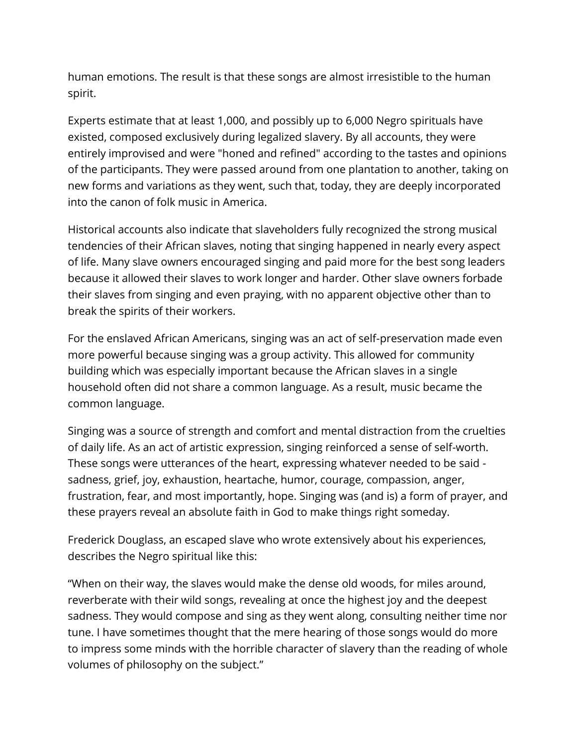human emotions. The result is that these songs are almost irresistible to the human spirit.

Experts estimate that at least 1,000, and possibly up to 6,000 Negro spirituals have existed, composed exclusively during legalized slavery. By all accounts, they were entirely improvised and were "honed and refined" according to the tastes and opinions of the participants. They were passed around from one plantation to another, taking on new forms and variations as they went, such that, today, they are deeply incorporated into the canon of folk music in America.

Historical accounts also indicate that slaveholders fully recognized the strong musical tendencies of their African slaves, noting that singing happened in nearly every aspect of life. Many slave owners encouraged singing and paid more for the best song leaders because it allowed their slaves to work longer and harder. Other slave owners forbade their slaves from singing and even praying, with no apparent objective other than to break the spirits of their workers.

For the enslaved African Americans, singing was an act of self-preservation made even more powerful because singing was a group activity. This allowed for community building which was especially important because the African slaves in a single household often did not share a common language. As a result, music became the common language.

Singing was a source of strength and comfort and mental distraction from the cruelties of daily life. As an act of artistic expression, singing reinforced a sense of self-worth. These songs were utterances of the heart, expressing whatever needed to be said - sadness, grief, joy, exhaustion, heartache, humor, courage, compassion, anger, frustration, fear, and most importantly, hope. Singing was (and is) a form of prayer, and these prayers reveal an absolute faith in God to make things right someday.

Frederick Douglass, an escaped slave who wrote extensively about his experiences, describes the Negro spiritual like this:

“When on their way, the slaves would make the dense old woods, for miles around, reverberate with their wild songs, revealing at once the highest joy and the deepest sadness. They would compose and sing as they went along, consulting neither time nor tune. I have sometimes thought that the mere hearing of those songs would do more to impress some minds with the horrible character of slavery than the reading of whole volumes of philosophy on the subject.”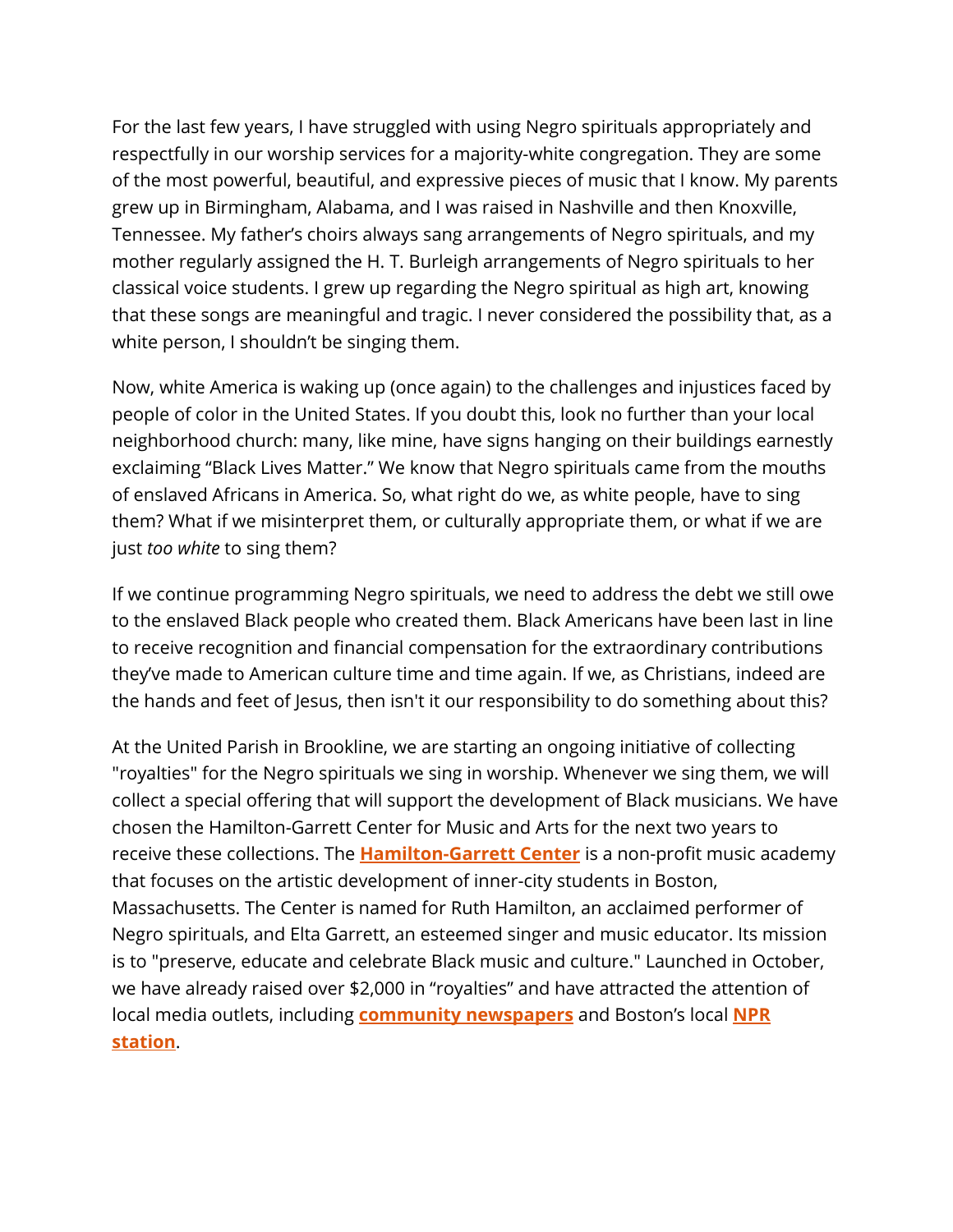For the last few years, I have struggled with using Negro spirituals appropriately and respectfully in our worship services for a majority-white congregation. They are some of the most powerful, beautiful, and expressive pieces of music that I know. My parents grew up in Birmingham, Alabama, and I was raised in Nashville and then Knoxville, Tennessee. My father's choirs always sang arrangements of Negro spirituals, and my mother regularly assigned the H. T. Burleigh arrangements of Negro spirituals to her classical voice students. I grew up regarding the Negro spiritual as high art, knowing that these songs are meaningful and tragic. I never considered the possibility that, as a white person, I shouldn't be singing them.

Now, white America is waking up (once again) to the challenges and injustices faced by people of color in the United States. If you doubt this, look no further than your local neighborhood church: many, like mine, have signs hanging on their buildings earnestly exclaiming "Black Lives Matter." We know that Negro spirituals came from the mouths of enslaved Africans in America. So, what right do we, as white people, have to sing them? What if we misinterpret them, or culturally appropriate them, or what if we are just *too white* to sing them?

If we continue programming Negro spirituals, we need to address the debt we still owe to the enslaved Black people who created them. Black Americans have been last in line to receive recognition and financial compensation for the extraordinary contributions they've made to American culture time and time again. If we, as Christians, indeed are the hands and feet of Jesus, then isn't it our responsibility to do something about this?

At the United Parish in Brookline, we are starting an ongoing initiative of collecting "royalties" for the Negro spirituals we sing in worship. Whenever we sing them, we will collect a special offering that will support the development of Black musicians. We have chosen the Hamilton-Garrett Center for Music and Arts for the next two years to receive these collections. The **Hamilton-Garrett Center** is a non-profit music academy that focuses on the artistic development of inner-city students in Boston, Massachusetts. The Center is named for Ruth Hamilton, an acclaimed performer of Negro spirituals, and Elta Garrett, an esteemed singer and music educator. Its mission is to "preserve, educate and celebrate Black music and culture." Launched in October, we have already raised over $2,000 in "royalties" and have attracted the attention of local media outlets, including **community newspapers** and Boston's local **NPR station**.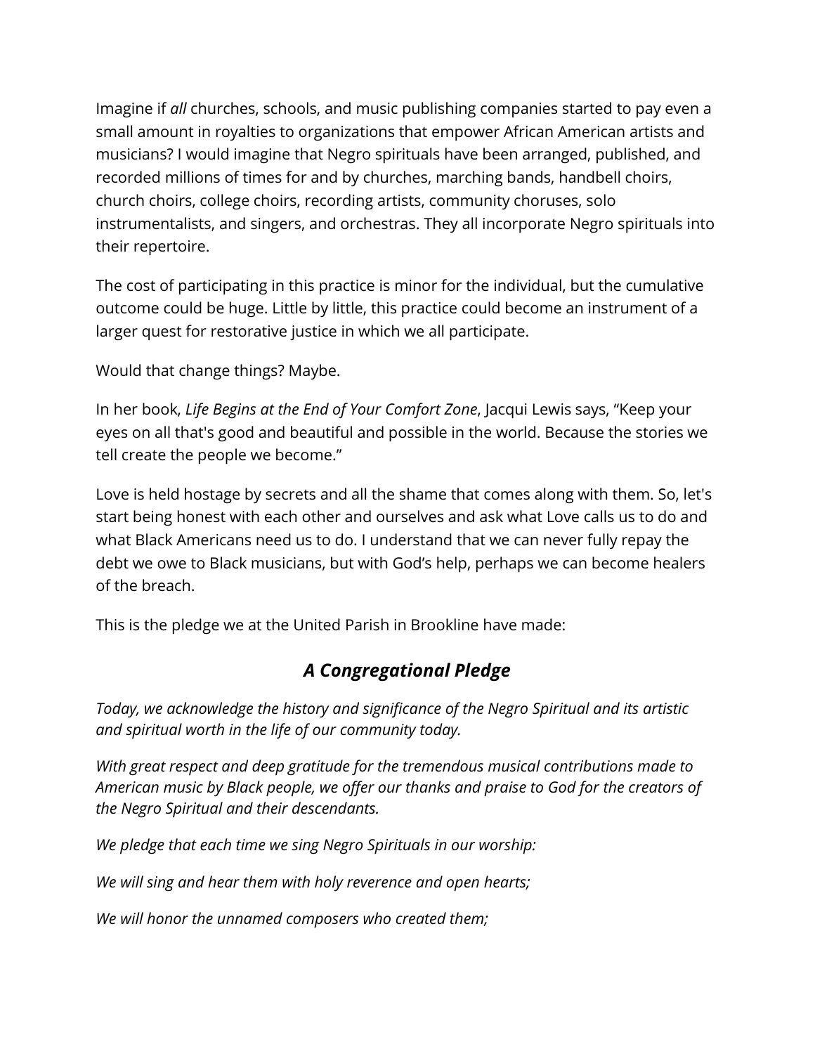Imagine if *all* churches, schools, and music publishing companies started to pay even a small amount in royalties to organizations that empower African American artists and musicians? I would imagine that Negro spirituals have been arranged, published, and recorded millions of times for and by churches, marching bands, handbell choirs, church choirs, college choirs, recording artists, community choruses, solo instrumentalists, and singers, and orchestras. They all incorporate Negro spirituals into their repertoire.

The cost of participating in this practice is minor for the individual, but the cumulative outcome could be huge. Little by little, this practice could become an instrument of a larger quest for restorative justice in which we all participate.

Would that change things? Maybe.

In her book, *Life Begins at the End of Your Comfort Zone*, Jacqui Lewis says, "Keep your eyes on all that's good and beautiful and possible in the world. Because the stories we tell create the people we become."

Love is held hostage by secrets and all the shame that comes along with them. So, let's start being honest with each other and ourselves and ask what Love calls us to do and what Black Americans need us to do. I understand that we can never fully repay the debt we owe to Black musicians, but with God's help, perhaps we can become healers of the breach.

This is the pledge we at the United Parish in Brookline have made:

## *A Congregational Pledge*

*Today, we acknowledge the history and significance of the Negro Spiritual and its artistic and spiritual worth in the life of our community today.*

*With great respect and deep gratitude for the tremendous musical contributions made to American music by Black people, we offer our thanks and praise to God for the creators of the Negro Spiritual and their descendants.*

*We pledge that each time we sing Negro Spirituals in our worship:*

*We will sing and hear them with holy reverence and open hearts;*

*We will honor the unnamed composers who created them;*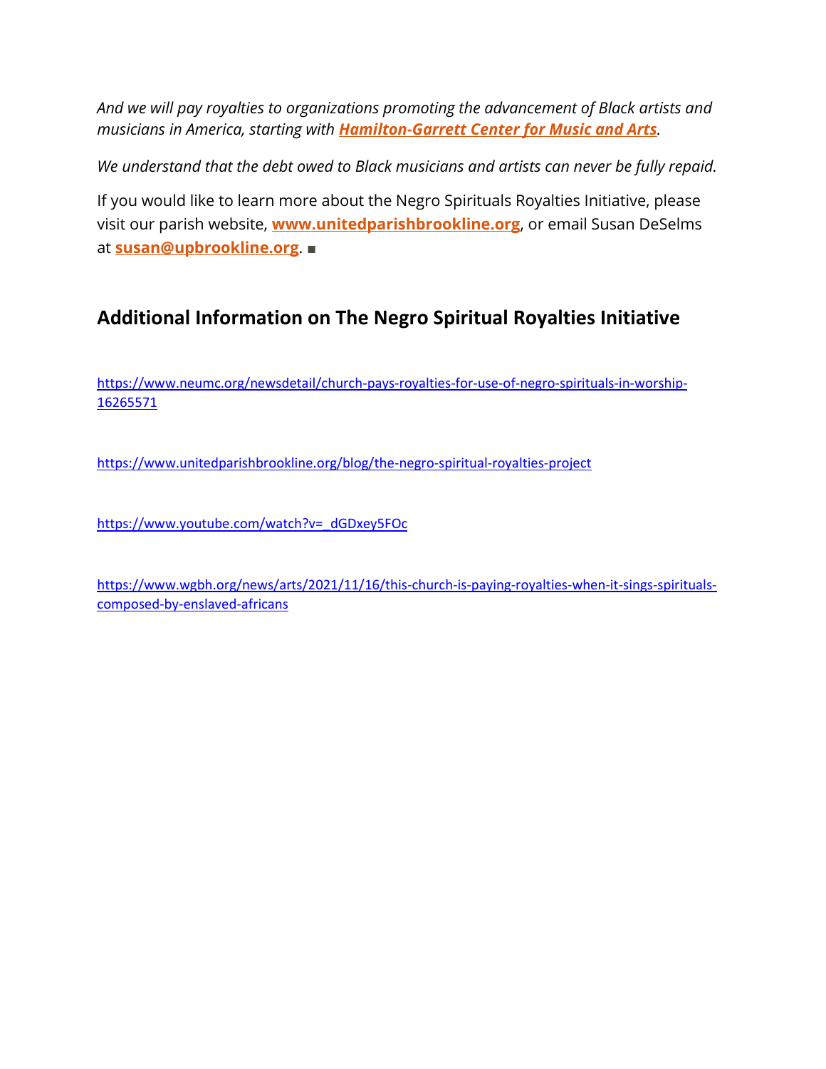*And we will pay royalties to organizations promoting the advancement of Black artists and musicians in America, starting with* ***Hamilton-Garrett Center for Music and Arts****.*

*We understand that the debt owed to Black musicians and artists can never be fully repaid.*

If you would like to learn more about the Negro Spirituals Royalties Initiative, please visit our parish website, **www.unitedparishbrookline.org**, or email Susan DeSelms at **susan@upbrookline.org**. ■

## Additional Information on The Negro Spiritual Royalties Initiative

https://www.neumc.org/newsdetail/church-pays-royalties-for-use-of-negro-spirituals-in-worship-16265571

https://www.unitedparishbrookline.org/blog/the-negro-spiritual-royalties-project

https://www.youtube.com/watch?v=_dGDxey5FOc

https://www.wgbh.org/news/arts/2021/11/16/this-church-is-paying-royalties-when-it-sings-spirituals-composed-by-enslaved-africans